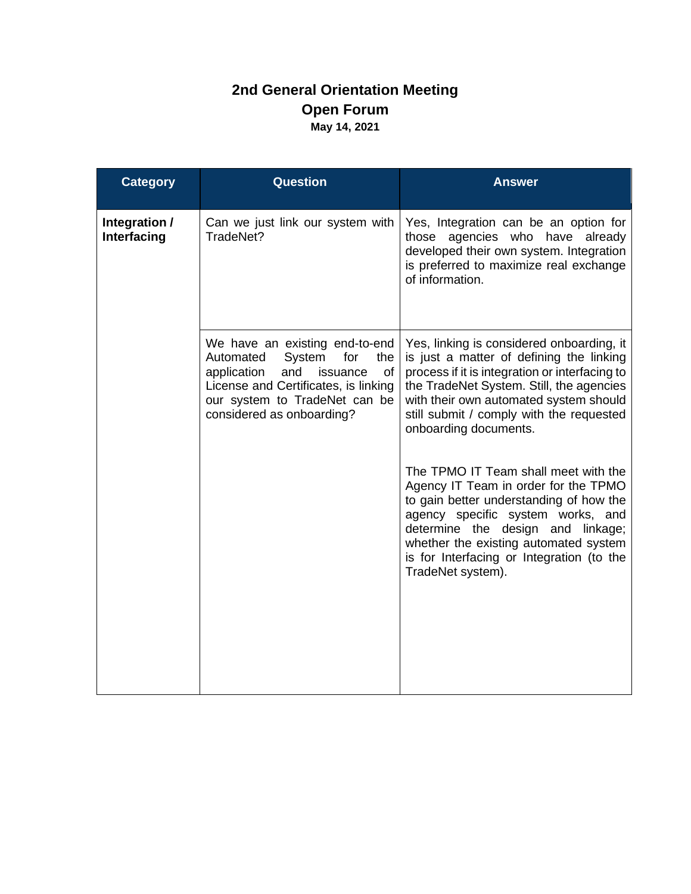# 2nd General Orientation Meeting

## Open Forum

**May 14, 2021**

| Category | Question | Answer |
|---|---|---|
| **Integration / Interfacing** | Can we just link our system with TradeNet? | Yes, Integration can be an option for those agencies who have already developed their own system. Integration is preferred to maximize real exchange of information. |
| | We have an existing end-to-end Automated System for the application and issuance of License and Certificates, is linking our system to TradeNet can be considered as onboarding? | Yes, linking is considered onboarding, it is just a matter of defining the linking process if it is integration or interfacing to the TradeNet System. Still, the agencies with their own automated system should still submit / comply with the requested onboarding documents.<br><br>The TPMO IT Team shall meet with the Agency IT Team in order for the TPMO to gain better understanding of how the agency specific system works, and determine the design and linkage; whether the existing automated system is for Interfacing or Integration (to the TradeNet system). |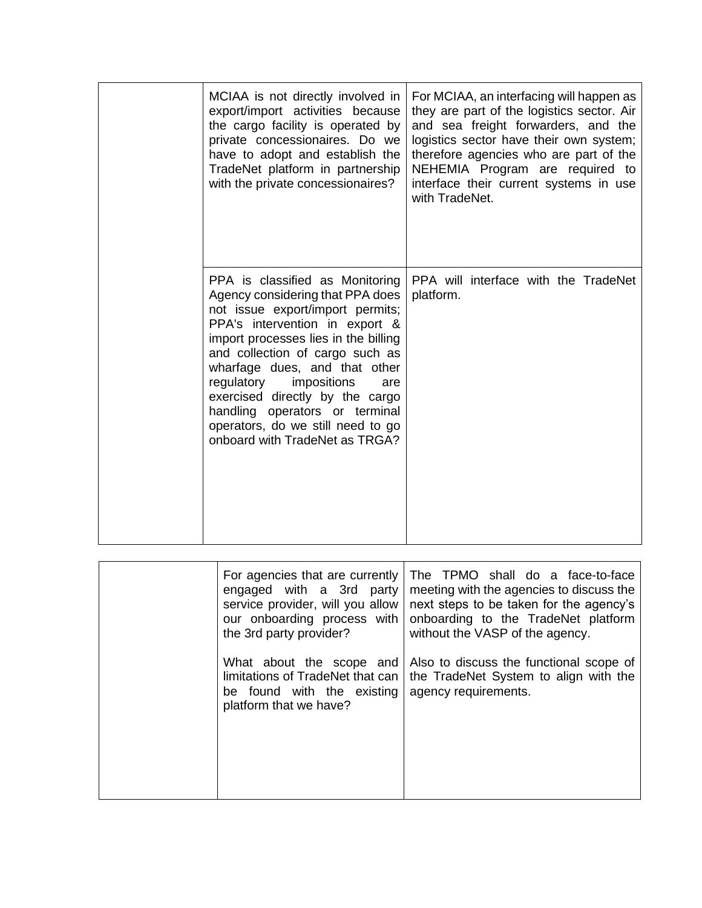| | | |
|---|---|---|
| | MCIAA is not directly involved in export/import activities because the cargo facility is operated by private concessionaires. Do we have to adopt and establish the TradeNet platform in partnership with the private concessionaires? | For MCIAA, an interfacing will happen as they are part of the logistics sector. Air and sea freight forwarders, and the logistics sector have their own system; therefore agencies who are part of the NEHEMIA Program are required to interface their current systems in use with TradeNet. |
| | PPA is classified as Monitoring Agency considering that PPA does not issue export/import permits; PPA's intervention in export & import processes lies in the billing and collection of cargo such as wharfage dues, and that other regulatory impositions are exercised directly by the cargo handling operators or terminal operators, do we still need to go onboard with TradeNet as TRGA? | PPA will interface with the TradeNet platform. |

| | | |
|---|---|---|
| | For agencies that are currently engaged with a 3rd party service provider, will you allow our onboarding process with the 3rd party provider?<br><br>What about the scope and limitations of TradeNet that can be found with the existing platform that we have? | The TPMO shall do a face-to-face meeting with the agencies to discuss the next steps to be taken for the agency's onboarding to the TradeNet platform without the VASP of the agency.<br><br>Also to discuss the functional scope of the TradeNet System to align with the agency requirements. |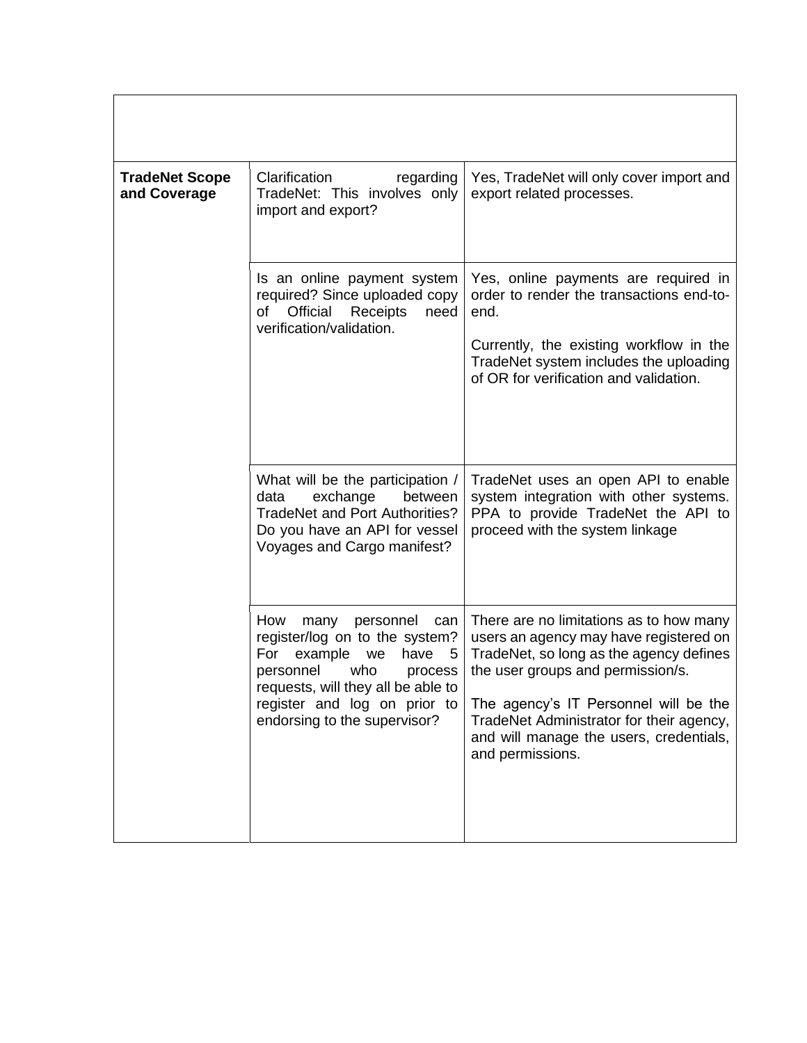| | | |
|---|---|---|
| **TradeNet Scope and Coverage** | Clarification regarding TradeNet: This involves only import and export? | Yes, TradeNet will only cover import and export related processes. |
| | Is an online payment system required? Since uploaded copy of Official Receipts need verification/validation. | Yes, online payments are required in order to render the transactions end-to-end.<br><br>Currently, the existing workflow in the TradeNet system includes the uploading of OR for verification and validation. |
| | What will be the participation / data exchange between TradeNet and Port Authorities? Do you have an API for vessel Voyages and Cargo manifest? | TradeNet uses an open API to enable system integration with other systems. PPA to provide TradeNet the API to proceed with the system linkage |
| | How many personnel can register/log on to the system? For example we have 5 personnel who process requests, will they all be able to register and log on prior to endorsing to the supervisor? | There are no limitations as to how many users an agency may have registered on TradeNet, so long as the agency defines the user groups and permission/s.<br><br>The agency's IT Personnel will be the TradeNet Administrator for their agency, and will manage the users, credentials, and permissions. |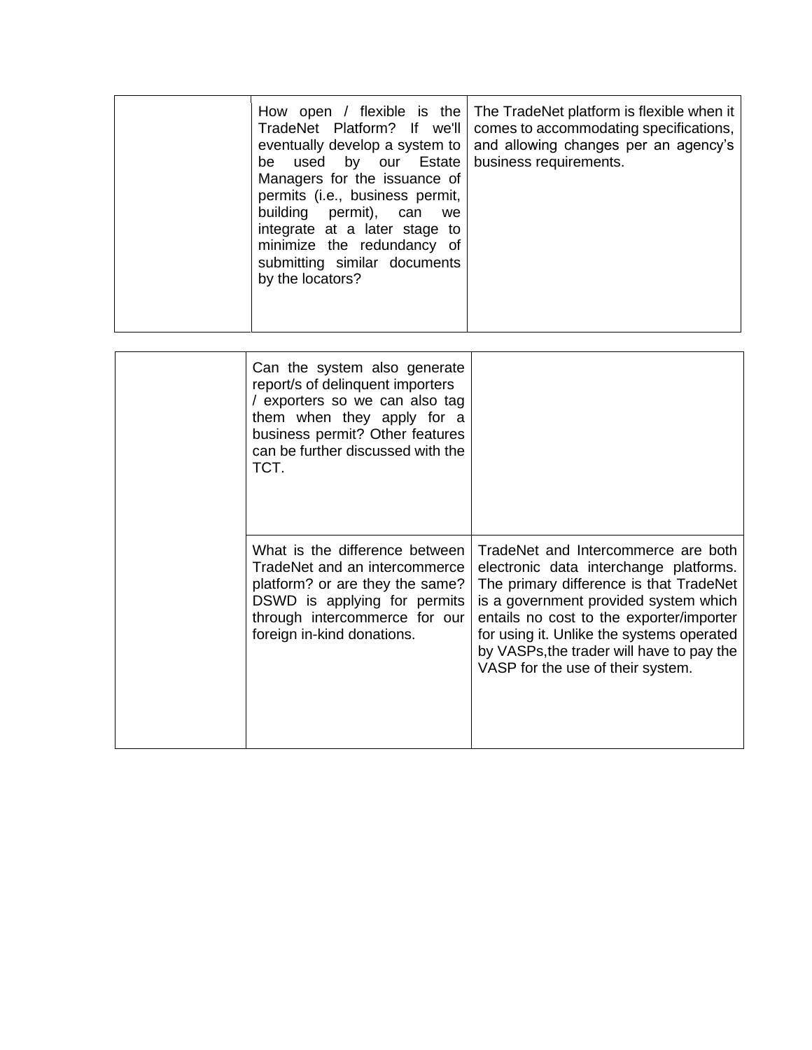|  |  |  |
|---|---|---|
|  | How open / flexible is the TradeNet Platform? If we'll eventually develop a system to be used by our Estate Managers for the issuance of permits (i.e., business permit, building permit), can we integrate at a later stage to minimize the redundancy of submitting similar documents by the locators? | The TradeNet platform is flexible when it comes to accommodating specifications, and allowing changes per an agency's business requirements. |

|  |  |  |
|---|---|---|
|  | Can the system also generate report/s of delinquent importers / exporters so we can also tag them when they apply for a business permit? Other features can be further discussed with the TCT. |  |
|  | What is the difference between TradeNet and an intercommerce platform? or are they the same? DSWD is applying for permits through intercommerce for our foreign in-kind donations. | TradeNet and Intercommerce are both electronic data interchange platforms. The primary difference is that TradeNet is a government provided system which entails no cost to the exporter/importer for using it. Unlike the systems operated by VASPs,the trader will have to pay the VASP for the use of their system. |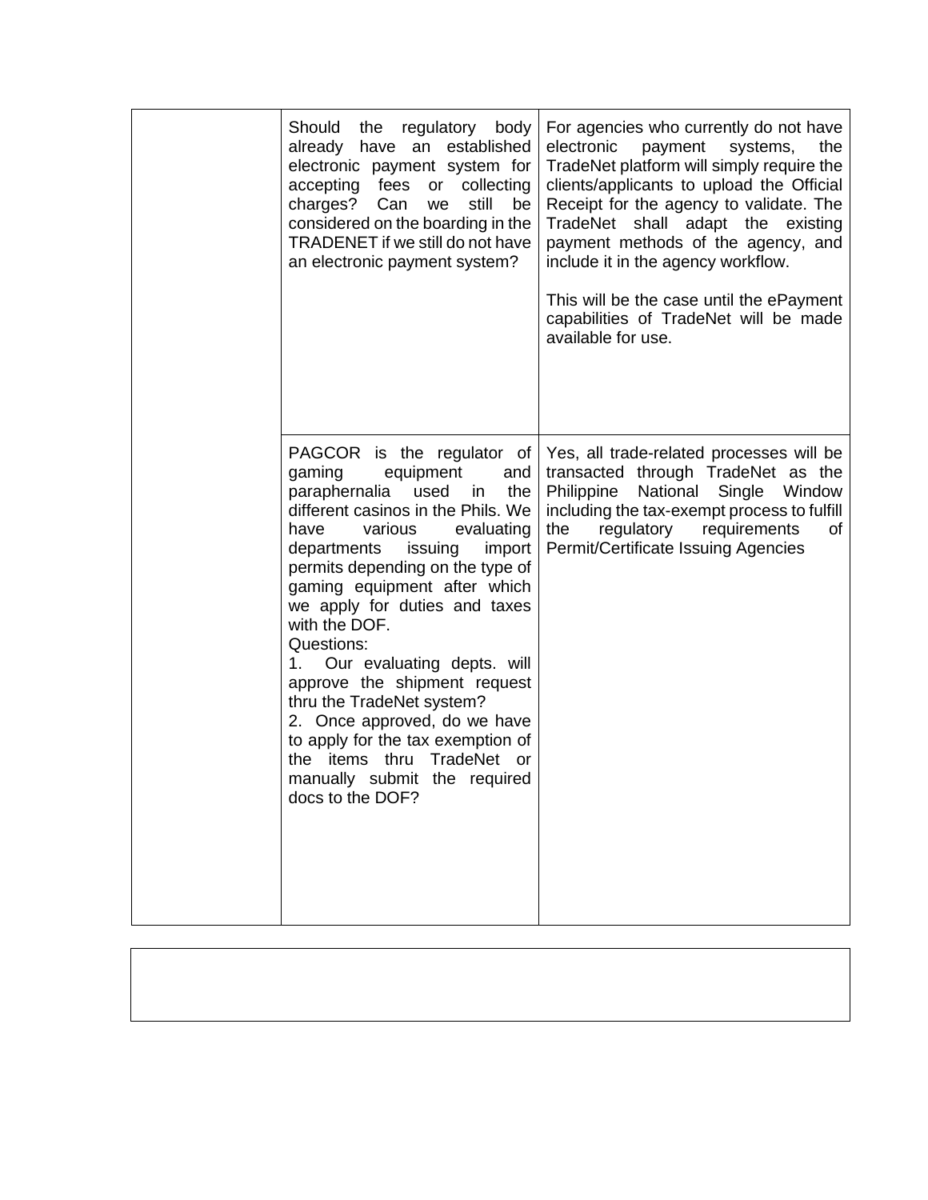| | | |
|---|---|---|
| | Should the regulatory body already have an established electronic payment system for accepting fees or collecting charges? Can we still be considered on the boarding in the TRADENET if we still do not have an electronic payment system? | For agencies who currently do not have electronic payment systems, the TradeNet platform will simply require the clients/applicants to upload the Official Receipt for the agency to validate. The TradeNet shall adapt the existing payment methods of the agency, and include it in the agency workflow.<br><br>This will be the case until the ePayment capabilities of TradeNet will be made available for use. |
| | PAGCOR is the regulator of gaming equipment and paraphernalia used in the different casinos in the Phils. We have various evaluating departments issuing import permits depending on the type of gaming equipment after which we apply for duties and taxes with the DOF.<br>Questions:<br>1. Our evaluating depts. will approve the shipment request thru the TradeNet system?<br>2. Once approved, do we have to apply for the tax exemption of the items thru TradeNet or manually submit the required docs to the DOF? | Yes, all trade-related processes will be transacted through TradeNet as the Philippine National Single Window including the tax-exempt process to fulfill the regulatory requirements of Permit/Certificate Issuing Agencies |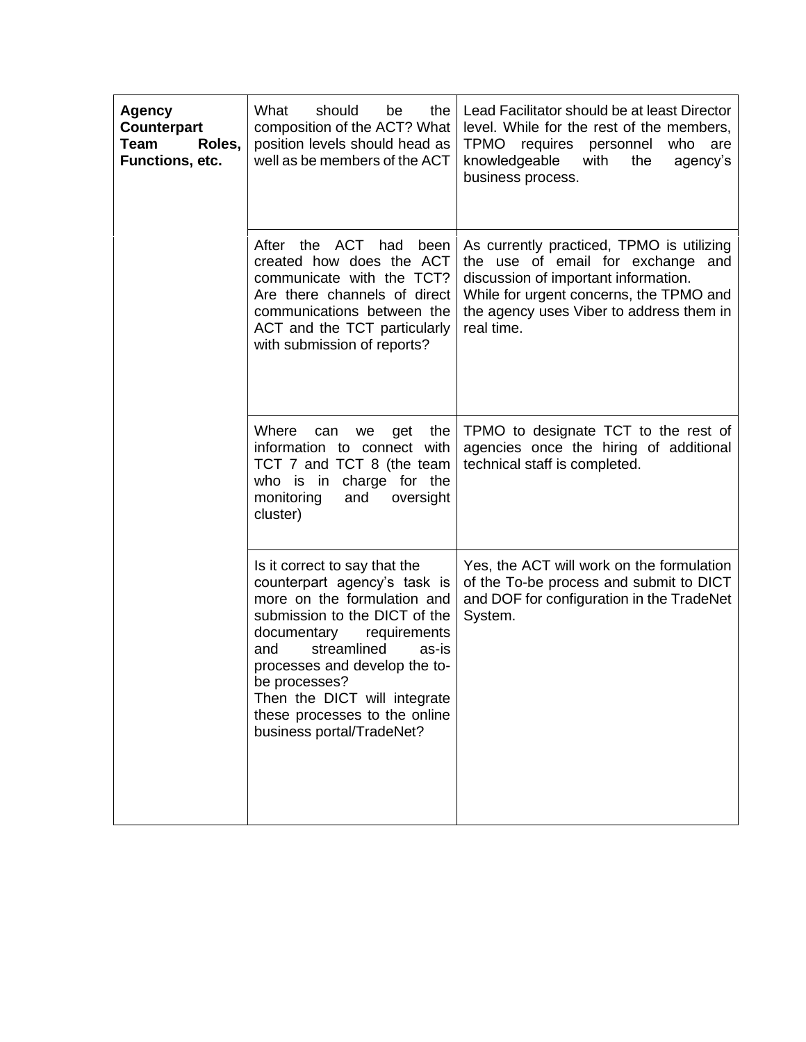| | | |
|---|---|---|
| **Agency Counterpart Team Roles, Functions, etc.** | What should be the composition of the ACT? What position levels should head as well as be members of the ACT | Lead Facilitator should be at least Director level. While for the rest of the members, TPMO requires personnel who are knowledgeable with the agency's business process. |
| | After the ACT had been created how does the ACT communicate with the TCT? Are there channels of direct communications between the ACT and the TCT particularly with submission of reports? | As currently practiced, TPMO is utilizing the use of email for exchange and discussion of important information.<br>While for urgent concerns, the TPMO and the agency uses Viber to address them in real time. |
| | Where can we get the information to connect with TCT 7 and TCT 8 (the team who is in charge for the monitoring and oversight cluster) | TPMO to designate TCT to the rest of agencies once the hiring of additional technical staff is completed. |
| | Is it correct to say that the counterpart agency's task is more on the formulation and submission to the DICT of the documentary requirements and streamlined as-is processes and develop the to-be processes?<br>Then the DICT will integrate these processes to the online business portal/TradeNet? | Yes, the ACT will work on the formulation of the To-be process and submit to DICT and DOF for configuration in the TradeNet System. |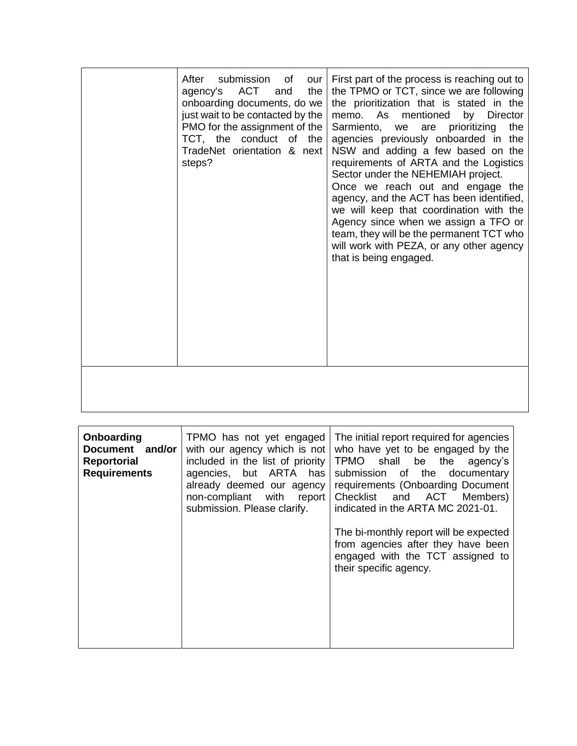| | | |
|---|---|---|
| | After submission of our agency's ACT and the onboarding documents, do we just wait to be contacted by the PMO for the assignment of the TCT, the conduct of the TradeNet orientation & next steps? | First part of the process is reaching out to the TPMO or TCT, since we are following the prioritization that is stated in the memo. As mentioned by Director Sarmiento, we are prioritizing the agencies previously onboarded in the NSW and adding a few based on the requirements of ARTA and the Logistics Sector under the NEHEMIAH project.<br>Once we reach out and engage the agency, and the ACT has been identified, we will keep that coordination with the Agency since when we assign a TFO or team, they will be the permanent TCT who will work with PEZA, or any other agency that is being engaged. |
| | | |

| | | |
|---|---|---|
| **Onboarding Document and/or Reportorial Requirements** | TPMO has not yet engaged with our agency which is not included in the list of priority agencies, but ARTA has already deemed our agency non-compliant with report submission. Please clarify. | The initial report required for agencies who have yet to be engaged by the TPMO shall be the agency's submission of the documentary requirements (Onboarding Document Checklist and ACT Members) indicated in the ARTA MC 2021-01.<br><br>The bi-monthly report will be expected from agencies after they have been engaged with the TCT assigned to their specific agency. |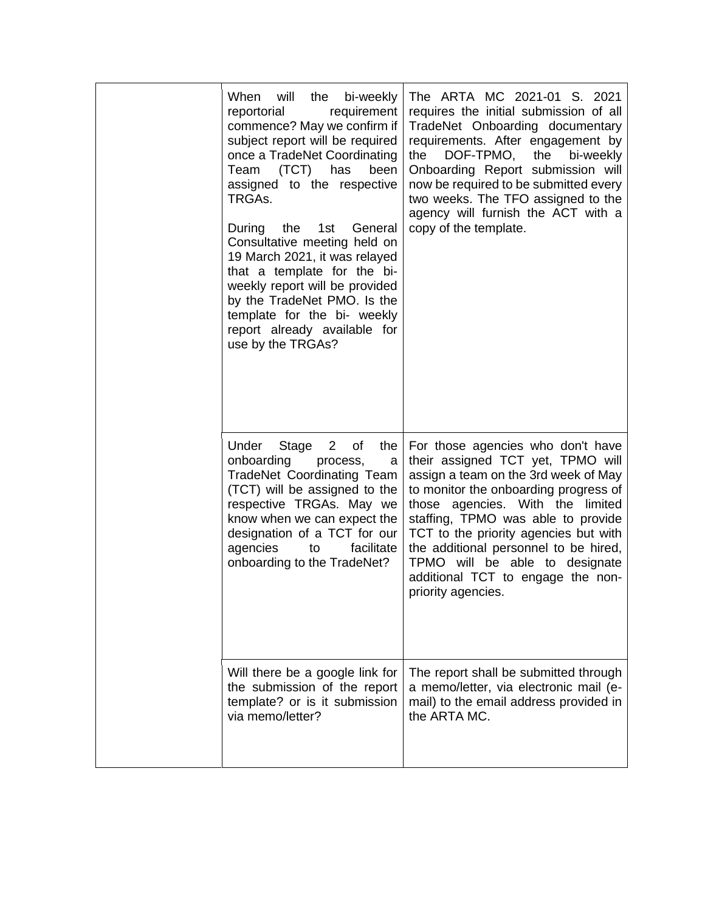| | | |
|---|---|---|
| | When will the bi-weekly reportorial requirement commence? May we confirm if subject report will be required once a TradeNet Coordinating Team (TCT) has been assigned to the respective TRGAs.<br><br>During the 1st General Consultative meeting held on 19 March 2021, it was relayed that a template for the bi-weekly report will be provided by the TradeNet PMO. Is the template for the bi- weekly report already available for use by the TRGAs? | The ARTA MC 2021-01 S. 2021 requires the initial submission of all TradeNet Onboarding documentary requirements. After engagement by the DOF-TPMO, the bi-weekly Onboarding Report submission will now be required to be submitted every two weeks. The TFO assigned to the agency will furnish the ACT with a copy of the template. |
| | Under Stage 2 of the onboarding process, a TradeNet Coordinating Team (TCT) will be assigned to the respective TRGAs. May we know when we can expect the designation of a TCT for our agencies to facilitate onboarding to the TradeNet? | For those agencies who don't have their assigned TCT yet, TPMO will assign a team on the 3rd week of May to monitor the onboarding progress of those agencies. With the limited staffing, TPMO was able to provide TCT to the priority agencies but with the additional personnel to be hired, TPMO will be able to designate additional TCT to engage the non-priority agencies. |
| | Will there be a google link for the submission of the report template? or is it submission via memo/letter? | The report shall be submitted through a memo/letter, via electronic mail (e-mail) to the email address provided in the ARTA MC. |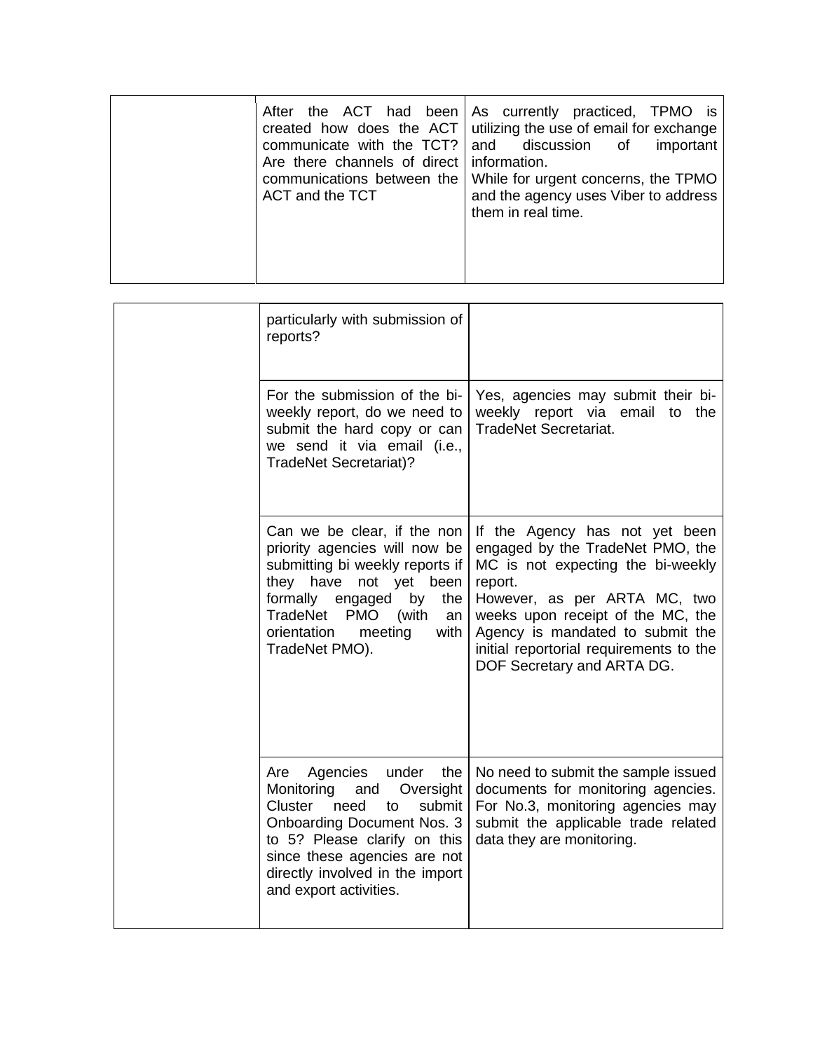|  | After the ACT had been created how does the ACT communicate with the TCT? Are there channels of direct communications between the ACT and the TCT | As currently practiced, TPMO is utilizing the use of email for exchange and discussion of important information.<br>While for urgent concerns, the TPMO and the agency uses Viber to address them in real time. |
|---|---|---|

|  | particularly with submission of reports? |  |
|---|---|---|
|  | For the submission of the bi-weekly report, do we need to submit the hard copy or can we send it via email (i.e., TradeNet Secretariat)? | Yes, agencies may submit their bi-weekly report via email to the TradeNet Secretariat. |
|  | Can we be clear, if the non priority agencies will now be submitting bi weekly reports if they have not yet been formally engaged by the TradeNet PMO (with an orientation meeting with TradeNet PMO). | If the Agency has not yet been engaged by the TradeNet PMO, the MC is not expecting the bi-weekly report.<br>However, as per ARTA MC, two weeks upon receipt of the MC, the Agency is mandated to submit the initial reportorial requirements to the DOF Secretary and ARTA DG. |
|  | Are Agencies under the Monitoring and Oversight Cluster need to submit Onboarding Document Nos. 3 to 5? Please clarify on this since these agencies are not directly involved in the import and export activities. | No need to submit the sample issued documents for monitoring agencies. For No.3, monitoring agencies may submit the applicable trade related data they are monitoring. |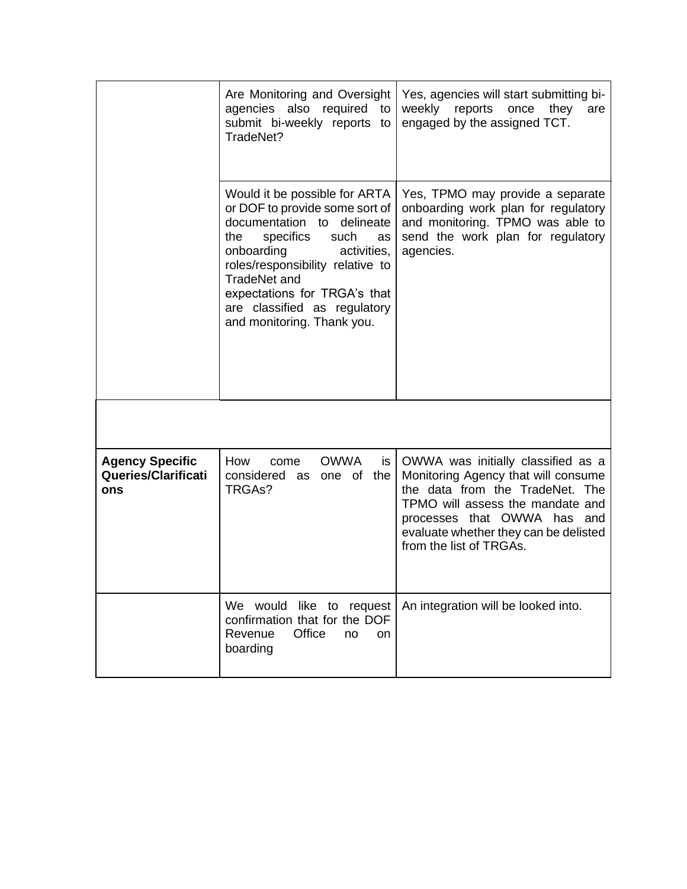| | | |
|---|---|---|
| | Are Monitoring and Oversight agencies also required to submit bi-weekly reports to TradeNet? | Yes, agencies will start submitting bi-weekly reports once they are engaged by the assigned TCT. |
| | Would it be possible for ARTA or DOF to provide some sort of documentation to delineate the specifics such as onboarding activities, roles/responsibility relative to TradeNet and expectations for TRGA's that are classified as regulatory and monitoring. Thank you. | Yes, TPMO may provide a separate onboarding work plan for regulatory and monitoring. TPMO was able to send the work plan for regulatory agencies. |
| | | |
| **Agency Specific Queries/Clarifications** | How come OWWA is considered as one of the TRGAs? | OWWA was initially classified as a Monitoring Agency that will consume the data from the TradeNet. The TPMO will assess the mandate and processes that OWWA has and evaluate whether they can be delisted from the list of TRGAs. |
| | We would like to request confirmation that for the DOF Revenue Office no on boarding | An integration will be looked into. |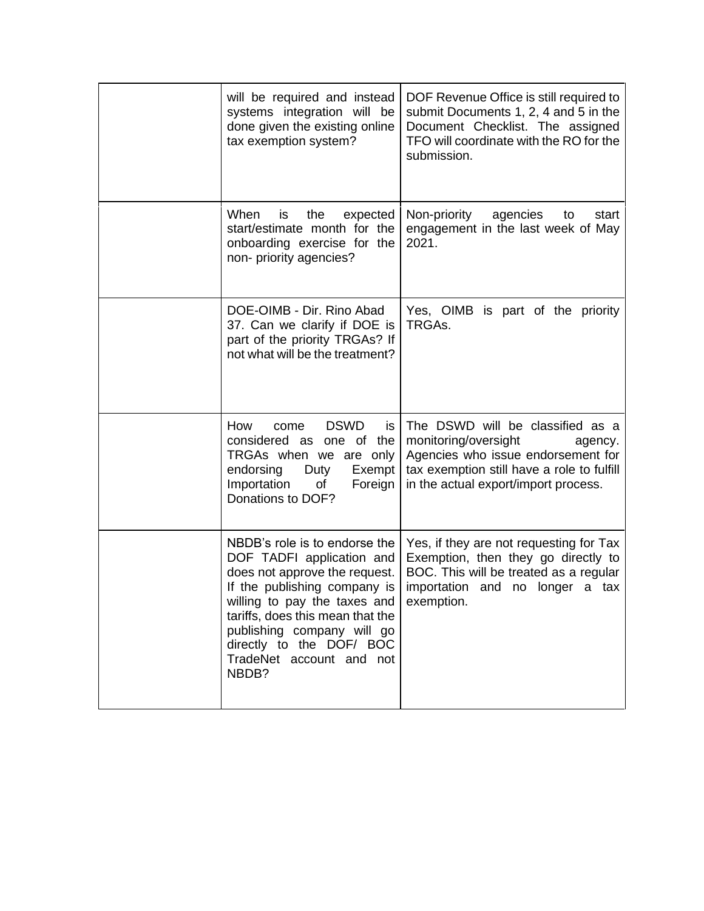| | | |
|---|---|---|
| | will be required and instead systems integration will be done given the existing online tax exemption system? | DOF Revenue Office is still required to submit Documents 1, 2, 4 and 5 in the Document Checklist. The assigned TFO will coordinate with the RO for the submission. |
| | When is the expected start/estimate month for the onboarding exercise for the non- priority agencies? | Non-priority agencies to start engagement in the last week of May 2021. |
| | DOE-OIMB - Dir. Rino Abad 37. Can we clarify if DOE is part of the priority TRGAs? If not what will be the treatment? | Yes, OIMB is part of the priority TRGAs. |
| | How come DSWD is considered as one of the TRGAs when we are only endorsing Duty Exempt Importation of Foreign Donations to DOF? | The DSWD will be classified as a monitoring/oversight agency. Agencies who issue endorsement for tax exemption still have a role to fulfill in the actual export/import process. |
| | NBDB's role is to endorse the DOF TADFI application and does not approve the request. If the publishing company is willing to pay the taxes and tariffs, does this mean that the publishing company will go directly to the DOF/ BOC TradeNet account and not NBDB? | Yes, if they are not requesting for Tax Exemption, then they go directly to BOC. This will be treated as a regular importation and no longer a tax exemption. |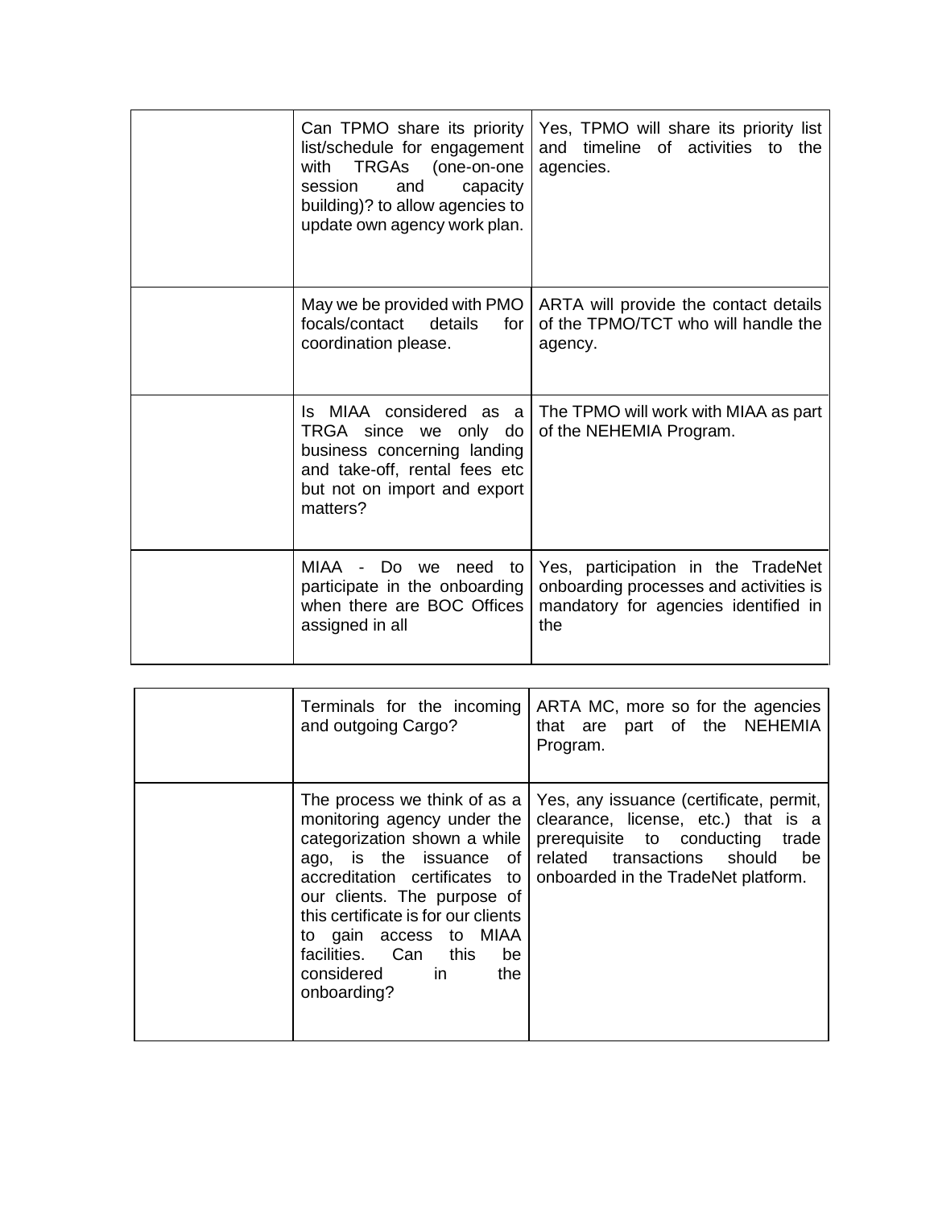| | | |
|---|---|---|
| | Can TPMO share its priority list/schedule for engagement with TRGAs (one-on-one session and capacity building)? to allow agencies to update own agency work plan. | Yes, TPMO will share its priority list and timeline of activities to the agencies. |
| | May we be provided with PMO focals/contact details for coordination please. | ARTA will provide the contact details of the TPMO/TCT who will handle the agency. |
| | Is MIAA considered as a TRGA since we only do business concerning landing and take-off, rental fees etc but not on import and export matters? | The TPMO will work with MIAA as part of the NEHEMIA Program. |
| | MIAA - Do we need to participate in the onboarding when there are BOC Offices assigned in all Terminals for the incoming and outgoing Cargo? | Yes, participation in the TradeNet onboarding processes and activities is mandatory for agencies identified in the ARTA MC, more so for the agencies that are part of the NEHEMIA Program. |
| | The process we think of as a monitoring agency under the categorization shown a while ago, is the issuance of accreditation certificates to our clients. The purpose of this certificate is for our clients to gain access to MIAA facilities. Can this be considered in the onboarding? | Yes, any issuance (certificate, permit, clearance, license, etc.) that is a prerequisite to conducting trade related transactions should be onboarded in the TradeNet platform. |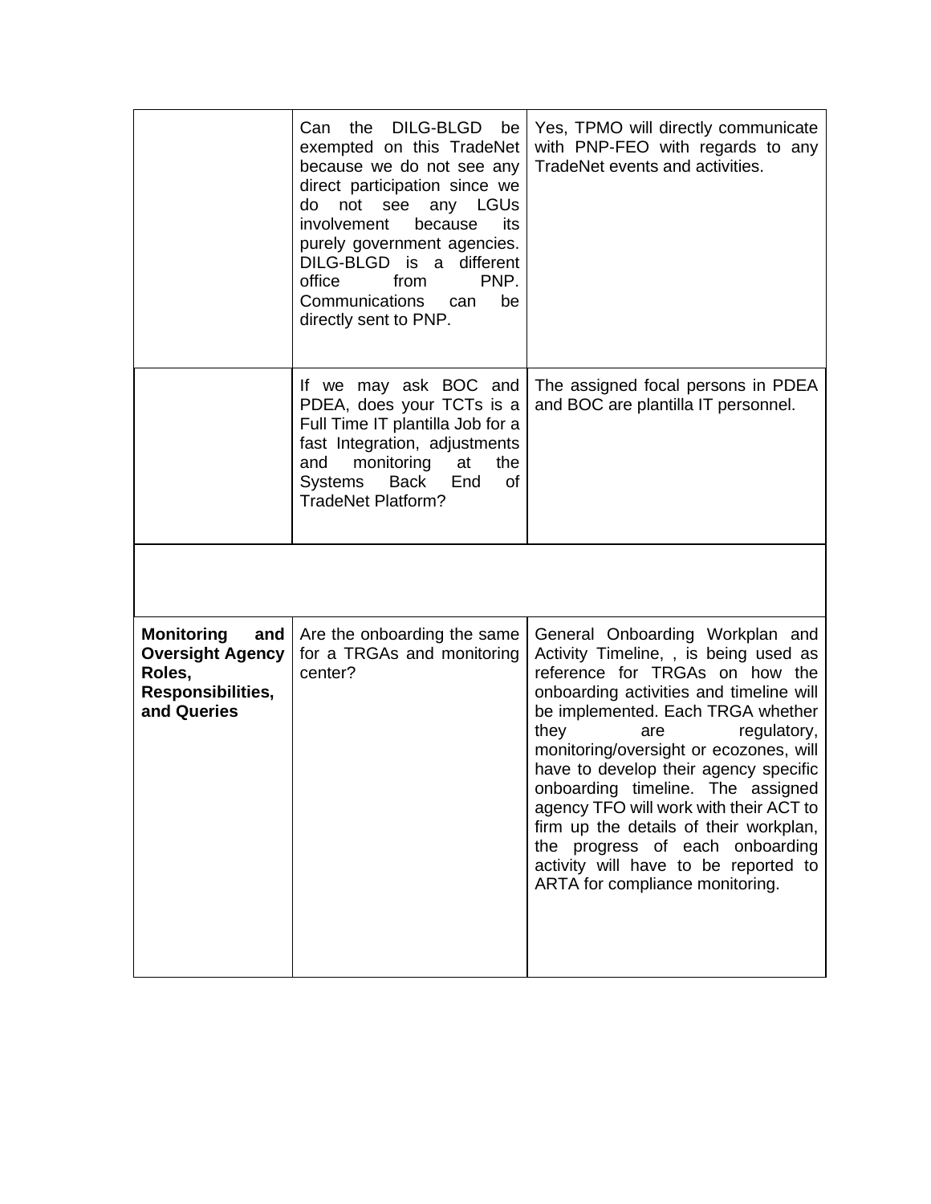| | | |
|---|---|---|
| | Can the DILG-BLGD be exempted on this TradeNet because we do not see any direct participation since we do not see any LGUs involvement because its purely government agencies. DILG-BLGD is a different office from PNP. Communications can be directly sent to PNP. | Yes, TPMO will directly communicate with PNP-FEO with regards to any TradeNet events and activities. |
| | If we may ask BOC and PDEA, does your TCTs is a Full Time IT plantilla Job for a fast Integration, adjustments and monitoring at the Systems Back End of TradeNet Platform? | The assigned focal persons in PDEA and BOC are plantilla IT personnel. |
| | | |
| **Monitoring and Oversight Agency Roles, Responsibilities, and Queries** | Are the onboarding the same for a TRGAs and monitoring center? | General Onboarding Workplan and Activity Timeline, , is being used as reference for TRGAs on how the onboarding activities and timeline will be implemented. Each TRGA whether they are regulatory, monitoring/oversight or ecozones, will have to develop their agency specific onboarding timeline. The assigned agency TFO will work with their ACT to firm up the details of their workplan, the progress of each onboarding activity will have to be reported to ARTA for compliance monitoring. |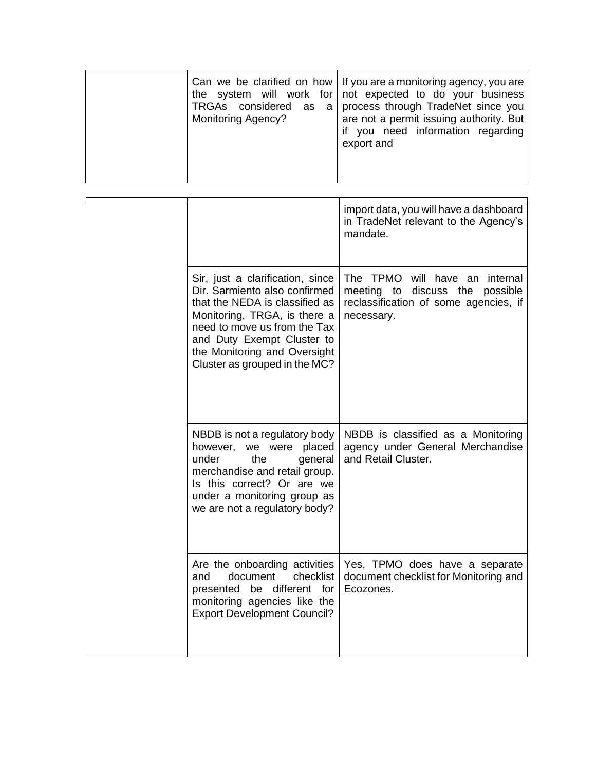| | | |
|---|---|---|
| | Can we be clarified on how the system will work for TRGAs considered as a Monitoring Agency? | If you are a monitoring agency, you are not expected to do your business process through TradeNet since you are not a permit issuing authority. But if you need information regarding export and import data, you will have a dashboard in TradeNet relevant to the Agency's mandate. |
| | Sir, just a clarification, since Dir. Sarmiento also confirmed that the NEDA is classified as Monitoring, TRGA, is there a need to move us from the Tax and Duty Exempt Cluster to the Monitoring and Oversight Cluster as grouped in the MC? | The TPMO will have an internal meeting to discuss the possible reclassification of some agencies, if necessary. |
| | NBDB is not a regulatory body however, we were placed under the general merchandise and retail group. Is this correct? Or are we under a monitoring group as we are not a regulatory body? | NBDB is classified as a Monitoring agency under General Merchandise and Retail Cluster. |
| | Are the onboarding activities and document checklist presented be different for monitoring agencies like the Export Development Council? | Yes, TPMO does have a separate document checklist for Monitoring and Ecozones. |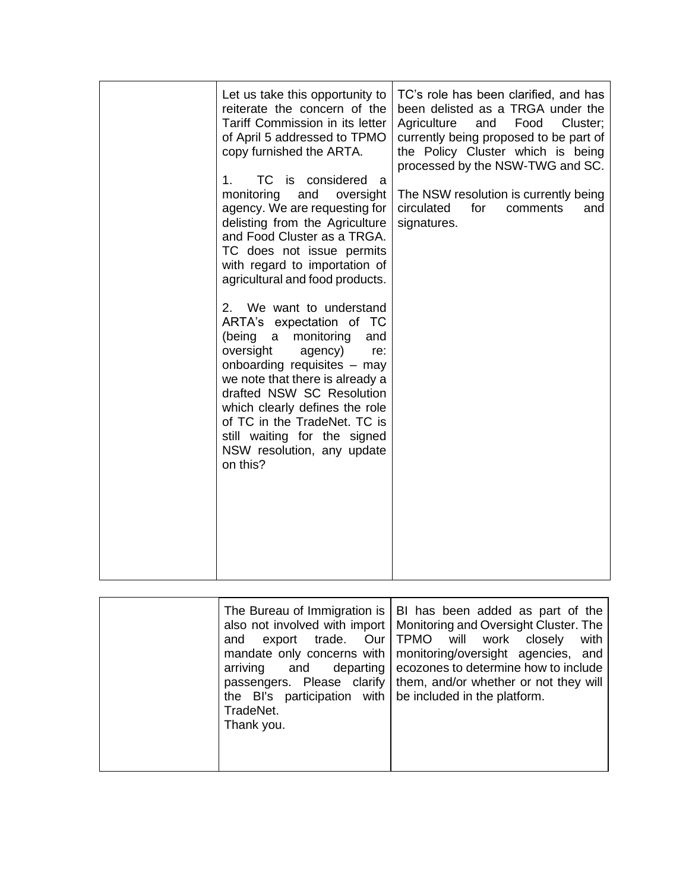|  | Let us take this opportunity to reiterate the concern of the Tariff Commission in its letter of April 5 addressed to TPMO copy furnished the ARTA.<br><br>1. TC is considered a monitoring and oversight agency. We are requesting for delisting from the Agriculture and Food Cluster as a TRGA. TC does not issue permits with regard to importation of agricultural and food products.<br><br>2. We want to understand ARTA's expectation of TC (being a monitoring and oversight agency) re: onboarding requisites – may we note that there is already a drafted NSW SC Resolution which clearly defines the role of TC in the TradeNet. TC is still waiting for the signed NSW resolution, any update on this? | TC's role has been clarified, and has been delisted as a TRGA under the Agriculture and Food Cluster; currently being proposed to be part of the Policy Cluster which is being processed by the NSW-TWG and SC.<br><br>The NSW resolution is currently being circulated for comments and signatures. |
|---|---|---|

|  | The Bureau of Immigration is also not involved with import and export trade. Our mandate only concerns with arriving and departing passengers. Please clarify the BI's participation with TradeNet.<br>Thank you. | BI has been added as part of the Monitoring and Oversight Cluster. The TPMO will work closely with monitoring/oversight agencies, and ecozones to determine how to include them, and/or whether or not they will be included in the platform. |
|---|---|---|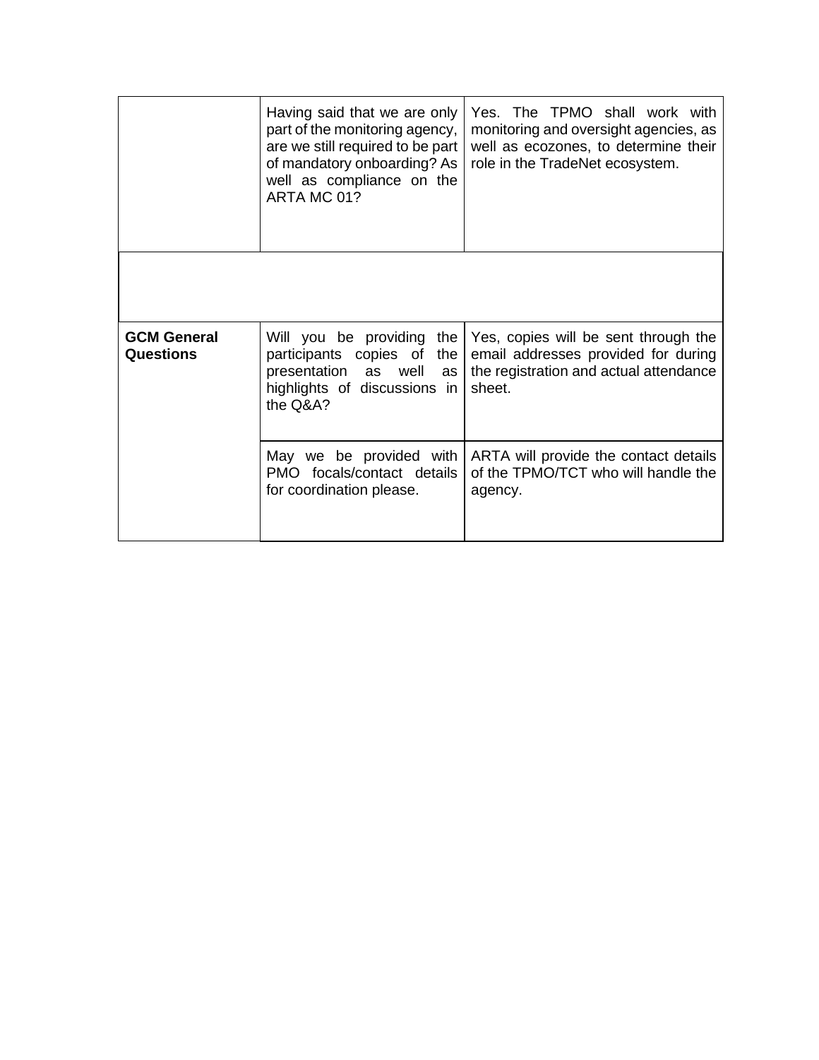| | | |
|---|---|---|
| | Having said that we are only part of the monitoring agency, are we still required to be part of mandatory onboarding? As well as compliance on the ARTA MC 01? | Yes. The TPMO shall work with monitoring and oversight agencies, as well as ecozones, to determine their role in the TradeNet ecosystem. |
| | | |
| **GCM General Questions** | Will you be providing the participants copies of the presentation as well as highlights of discussions in the Q&A? | Yes, copies will be sent through the email addresses provided for during the registration and actual attendance sheet. |
| | May we be provided with PMO focals/contact details for coordination please. | ARTA will provide the contact details of the TPMO/TCT who will handle the agency. |